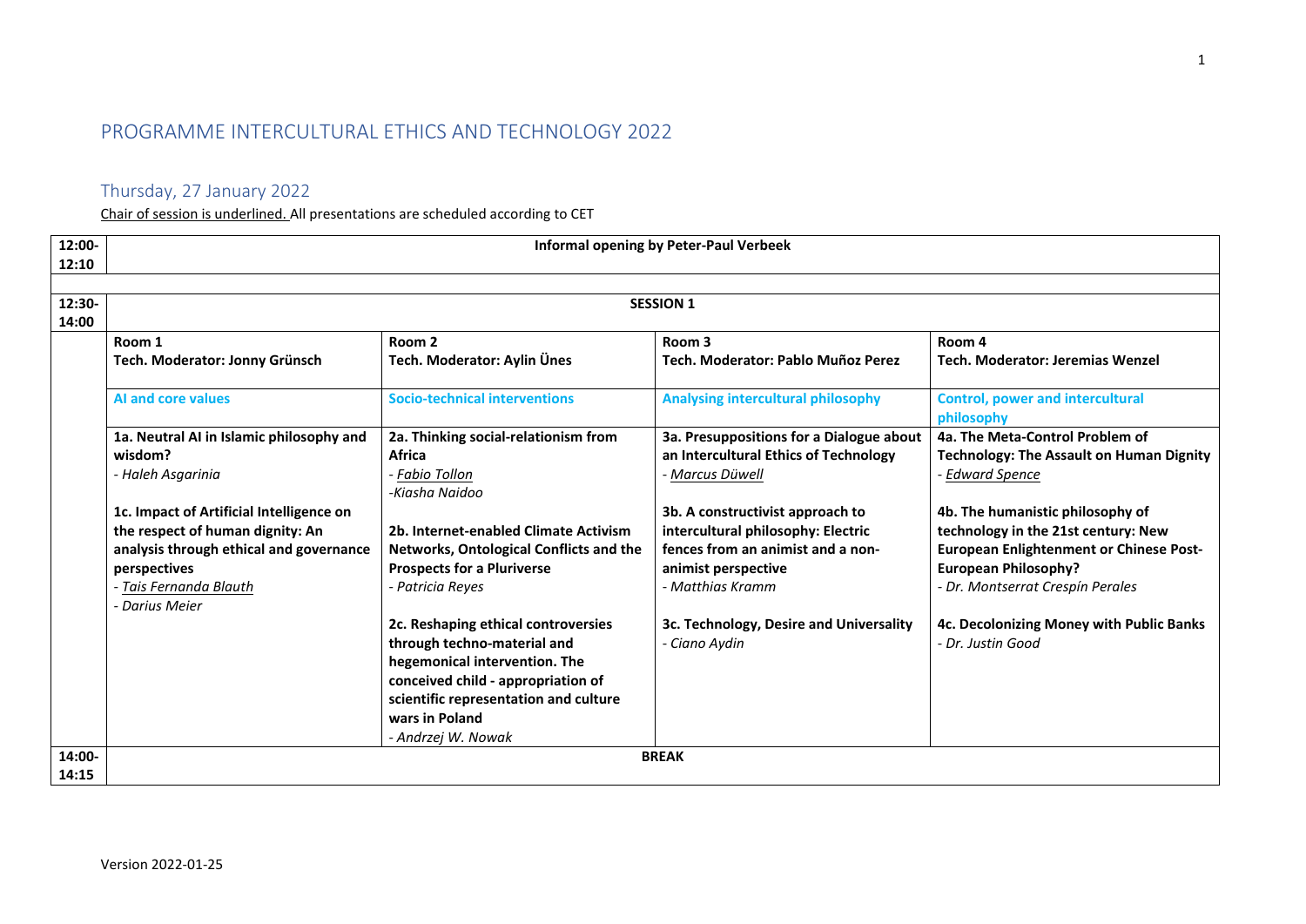# PROGRAMME INTERCULTURAL ETHICS AND TECHNOLOGY 2022

## Thursday, 27 January 2022

Chair of session is underlined. All presentations are scheduled according to CET

| | | | | |
|---|---|---|---|---|
| **12:00-12:10** | **Informal opening by Peter-Paul Verbeek** | | | |
| | | | | |
| **12:30-14:00** | **SESSION 1** | | | |
| | **Room 1**<br>**Tech. Moderator: Jonny Grünsch** | **Room 2**<br>**Tech. Moderator: Aylin Ünes** | **Room 3**<br>**Tech. Moderator: Pablo Muñoz Perez** | **Room 4**<br>**Tech. Moderator: Jeremias Wenzel** |
| | **AI and core values** | **Socio-technical interventions** | **Analysing intercultural philosophy** | **Control, power and intercultural philosophy** |
| | **1a. Neutral AI in Islamic philosophy and wisdom?**<br>*- Haleh Asgarinia*<br><br>**1c. Impact of Artificial Intelligence on the respect of human dignity: An analysis through ethical and governance perspectives**<br>*- <u>Tais Fernanda Blauth</u>*<br>*- Darius Meier* | **2a. Thinking social-relationism from Africa**<br>*- <u>Fabio Tollon</u>*<br>*-Kiasha Naidoo*<br><br>**2b. Internet-enabled Climate Activism Networks, Ontological Conflicts and the Prospects for a Pluriverse**<br>*- Patricia Reyes*<br><br>**2c. Reshaping ethical controversies through techno-material and hegemonical intervention. The conceived child - appropriation of scientific representation and culture wars in Poland**<br>*- Andrzej W. Nowak* | **3a. Presuppositions for a Dialogue about an Intercultural Ethics of Technology**<br>*- <u>Marcus Düwell</u>*<br><br>**3b. A constructivist approach to intercultural philosophy: Electric fences from an animist and a non-animist perspective**<br>*- Matthias Kramm*<br><br>**3c. Technology, Desire and Universality**<br>*- Ciano Aydin* | **4a. The Meta-Control Problem of Technology: The Assault on Human Dignity**<br>*- <u>Edward Spence</u>*<br><br>**4b. The humanistic philosophy of technology in the 21st century: New European Enlightenment or Chinese Post-European Philosophy?**<br>*- Dr. Montserrat Crespín Perales*<br><br>**4c. Decolonizing Money with Public Banks**<br>*- Dr. Justin Good* |
| **14:00-14:15** | **BREAK** | | | |

Version 2022-01-25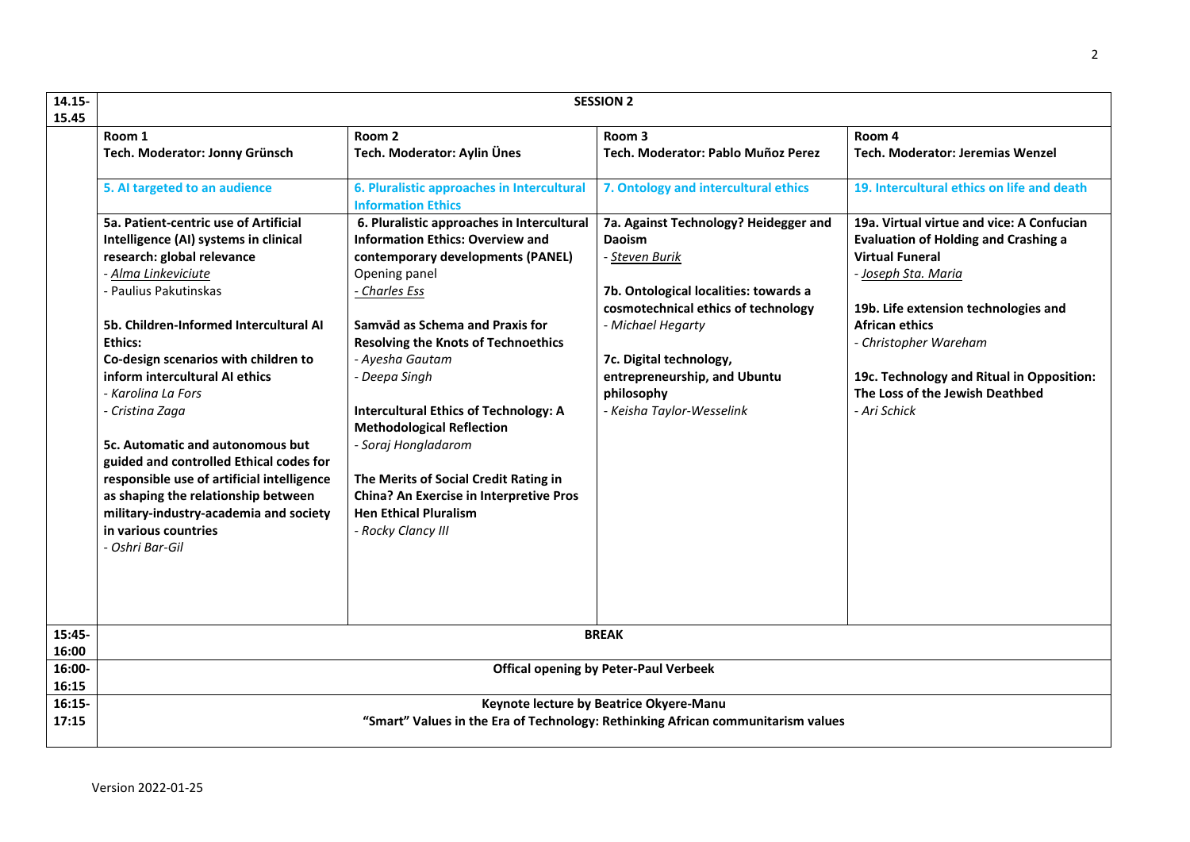| 14.15-15.45 | **SESSION 2** | | | |
|---|---|---|---|---|
| | **Room 1**<br>**Tech. Moderator: Jonny Grünsch** | **Room 2**<br>**Tech. Moderator: Aylin Ünes** | **Room 3**<br>**Tech. Moderator: Pablo Muñoz Perez** | **Room 4**<br>**Tech. Moderator: Jeremias Wenzel** |
| | **5. AI targeted to an audience** | **6. Pluralistic approaches in Intercultural Information Ethics** | **7. Ontology and intercultural ethics** | **19. Intercultural ethics on life and death** |
| | **5a. Patient-centric use of Artificial Intelligence (AI) systems in clinical research: global relevance**<br>- *Alma Linkeviciute*<br>- Paulius Pakutinskas<br><br>**5b. Children-Informed Intercultural AI Ethics:**<br>**Co-design scenarios with children to inform intercultural AI ethics**<br>- *Karolina La Fors*<br>- *Cristina Zaga*<br><br>**5c. Automatic and autonomous but guided and controlled Ethical codes for responsible use of artificial intelligence as shaping the relationship between military-industry-academia and society in various countries**<br>- *Oshri Bar-Gil* | **6. Pluralistic approaches in Intercultural Information Ethics: Overview and contemporary developments (PANEL)**<br>Opening panel<br>- *Charles Ess*<br><br>**Samvād as Schema and Praxis for Resolving the Knots of Technoethics**<br>- *Ayesha Gautam*<br>- *Deepa Singh*<br><br>**Intercultural Ethics of Technology: A Methodological Reflection**<br>- *Soraj Hongladarom*<br><br>**The Merits of Social Credit Rating in China? An Exercise in Interpretive Pros Hen Ethical Pluralism**<br>- *Rocky Clancy III* | **7a. Against Technology? Heidegger and Daoism**<br>- *Steven Burik*<br><br>**7b. Ontological localities: towards a cosmotechnical ethics of technology**<br>- *Michael Hegarty*<br><br>**7c. Digital technology, entrepreneurship, and Ubuntu philosophy**<br>- *Keisha Taylor-Wesselink* | **19a. Virtual virtue and vice: A Confucian Evaluation of Holding and Crashing a Virtual Funeral**<br>- *Joseph Sta. Maria*<br><br>**19b. Life extension technologies and African ethics**<br>- *Christopher Wareham*<br><br>**19c. Technology and Ritual in Opposition: The Loss of the Jewish Deathbed**<br>- *Ari Schick* |
| 15:45-16:00 | **BREAK** | | | |
| 16:00-16:15 | **Offical opening by Peter-Paul Verbeek** | | | |
| 16:15-17:15 | **Keynote lecture by Beatrice Okyere-Manu**<br>**"Smart" Values in the Era of Technology: Rethinking African communitarism values** | | | |

Version 2022-01-25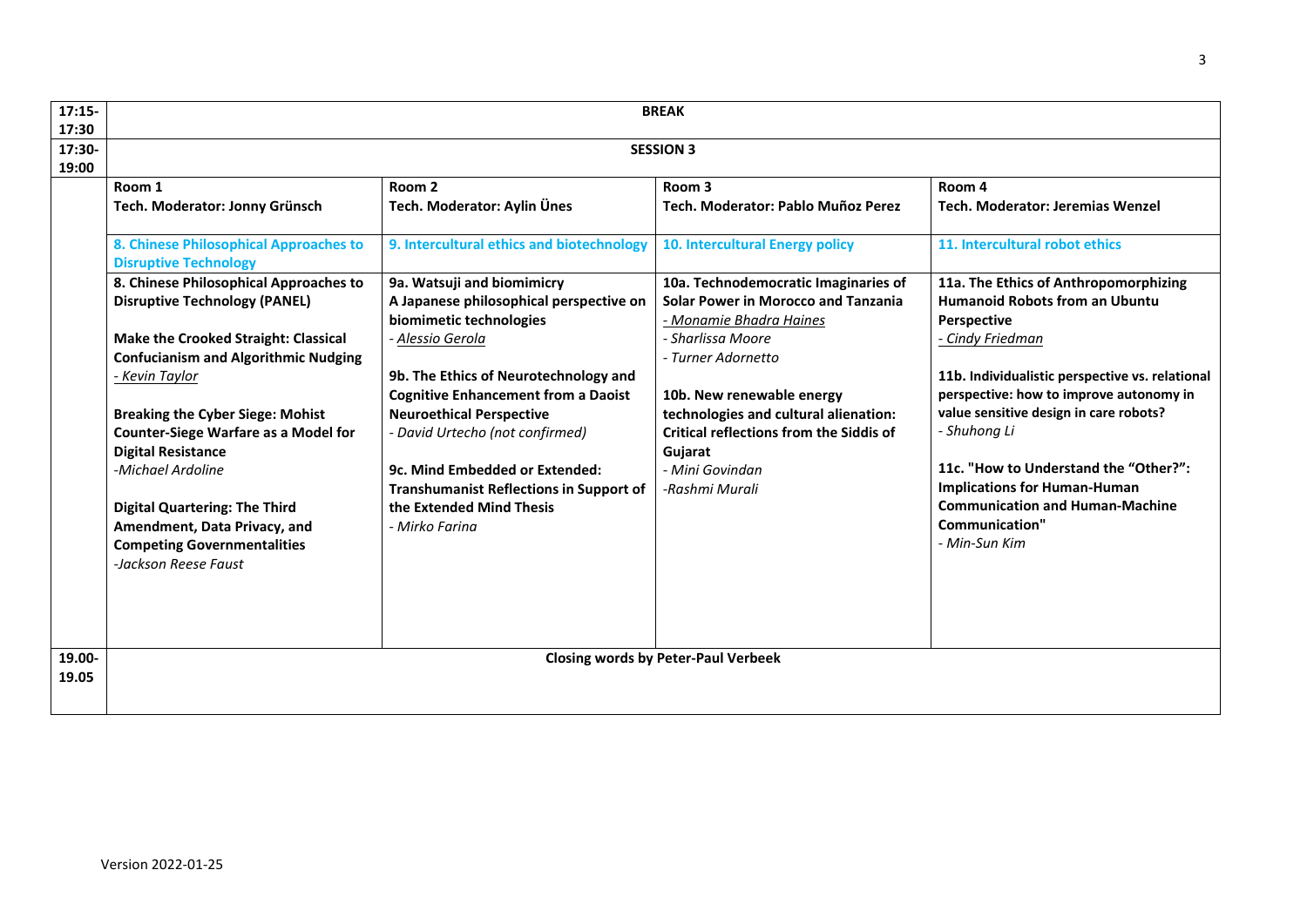| | | | | |
|---|---|---|---|---|
| 17:15-17:30 | **BREAK** | | | |
| 17:30-19:00 | **SESSION 3** | | | |
| | **Room 1**<br>**Tech. Moderator: Jonny Grünsch** | **Room 2**<br>**Tech. Moderator: Aylin Ünes** | **Room 3**<br>**Tech. Moderator: Pablo Muñoz Perez** | **Room 4**<br>**Tech. Moderator: Jeremias Wenzel** |
| | **8. Chinese Philosophical Approaches to Disruptive Technology** | **9. Intercultural ethics and biotechnology** | **10. Intercultural Energy policy** | **11. Intercultural robot ethics** |
| | **8. Chinese Philosophical Approaches to Disruptive Technology (PANEL)**<br><br>**Make the Crooked Straight: Classical Confucianism and Algorithmic Nudging**<br>*- Kevin Taylor*<br><br>**Breaking the Cyber Siege: Mohist Counter-Siege Warfare as a Model for Digital Resistance**<br>*-Michael Ardoline*<br><br>**Digital Quartering: The Third Amendment, Data Privacy, and Competing Governmentalities**<br>*-Jackson Reese Faust* | **9a. Watsuji and biomimicry**<br>**A Japanese philosophical perspective on biomimetic technologies**<br>*- Alessio Gerola*<br><br>**9b. The Ethics of Neurotechnology and Cognitive Enhancement from a Daoist Neuroethical Perspective**<br>*- David Urtecho (not confirmed)*<br><br>**9c. Mind Embedded or Extended: Transhumanist Reflections in Support of the Extended Mind Thesis**<br>*- Mirko Farina* | **10a. Technodemocratic Imaginaries of Solar Power in Morocco and Tanzania**<br>*- Monamie Bhadra Haines*<br>*- Sharlissa Moore*<br>*- Turner Adornetto*<br><br>**10b. New renewable energy technologies and cultural alienation: Critical reflections from the Siddis of Gujarat**<br>*- Mini Govindan*<br>*-Rashmi Murali* | **11a. The Ethics of Anthropomorphizing Humanoid Robots from an Ubuntu Perspective**<br>*- Cindy Friedman*<br><br>**11b. Individualistic perspective vs. relational perspective: how to improve autonomy in value sensitive design in care robots?**<br>*- Shuhong Li*<br><br>**11c. "How to Understand the "Other?": Implications for Human-Human Communication and Human-Machine Communication"**<br>*- Min-Sun Kim* |
| 19.00-19.05 | **Closing words by Peter-Paul Verbeek** | | | |

Version 2022-01-25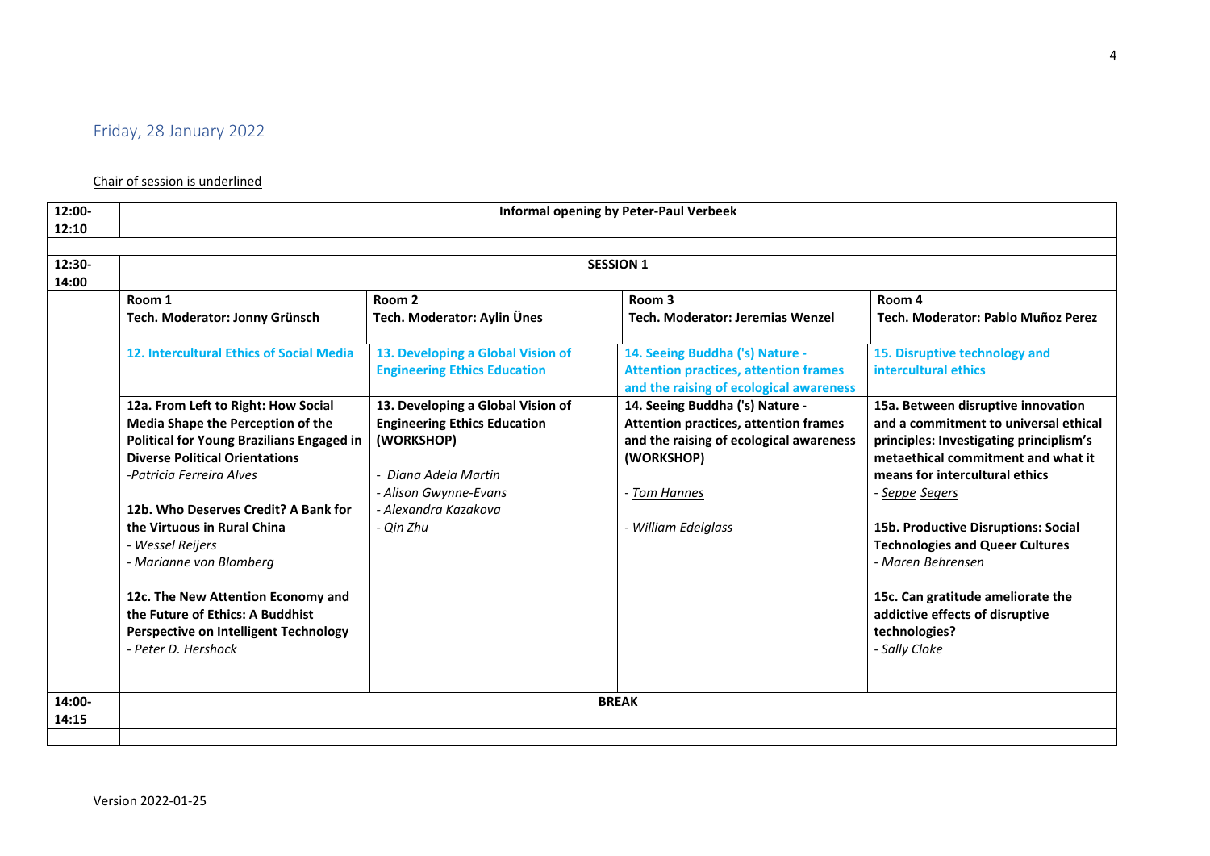## Friday, 28 January 2022

<u>Chair of session is underlined</u>

| | | | | |
|---|---|---|---|---|
| 12:00-12:10 | **Informal opening by Peter-Paul Verbeek** | | | |
| | | | | |
| 12:30-14:00 | **SESSION 1** | | | |
| | **Room 1**<br>**Tech. Moderator: Jonny Grünsch** | **Room 2**<br>**Tech. Moderator: Aylin Ünes** | **Room 3**<br>**Tech. Moderator: Jeremias Wenzel** | **Room 4**<br>**Tech. Moderator: Pablo Muñoz Perez** |
| | **12. Intercultural Ethics of Social Media** | **13. Developing a Global Vision of Engineering Ethics Education** | **14. Seeing Buddha ('s) Nature - Attention practices, attention frames and the raising of ecological awareness** | **15. Disruptive technology and intercultural ethics** |
| | **12a. From Left to Right: How Social Media Shape the Perception of the Political for Young Brazilians Engaged in Diverse Political Orientations**<br>-*<u>Patricia Ferreira Alves</u>*<br><br>**12b. Who Deserves Credit? A Bank for the Virtuous in Rural China**<br>- *Wessel Reijers*<br>- *Marianne von Blomberg*<br><br>**12c. The New Attention Economy and the Future of Ethics: A Buddhist Perspective on Intelligent Technology**<br>- *Peter D. Hershock* | **13. Developing a Global Vision of Engineering Ethics Education (WORKSHOP)**<br><br>- *<u>Diana Adela Martin</u>*<br>- *Alison Gwynne-Evans*<br>- *Alexandra Kazakova*<br>- *Qin Zhu* | **14. Seeing Buddha ('s) Nature - Attention practices, attention frames and the raising of ecological awareness (WORKSHOP)**<br><br>- *<u>Tom Hannes</u>*<br><br>- *William Edelglass* | **15a. Between disruptive innovation and a commitment to universal ethical principles: Investigating principlism's metaethical commitment and what it means for intercultural ethics**<br>- *<u>Seppe Segers</u>*<br><br>**15b. Productive Disruptions: Social Technologies and Queer Cultures**<br>- *Maren Behrensen*<br><br>**15c. Can gratitude ameliorate the addictive effects of disruptive technologies?**<br>- *Sally Cloke* |
| 14:00-14:15 | **BREAK** | | | |
| | | | | |

Version 2022-01-25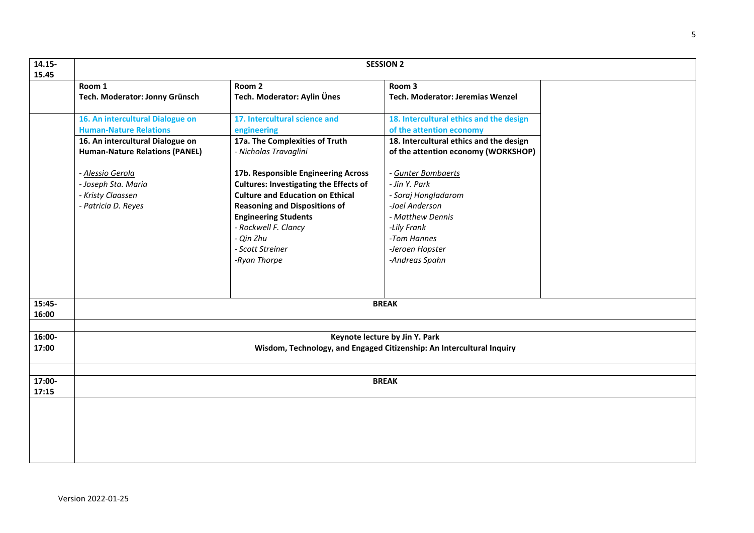| 14.15-15.45 | **SESSION 2** | | | |
|---|---|---|---|---|
| | **Room 1**<br>**Tech. Moderator: Jonny Grünsch** | **Room 2**<br>**Tech. Moderator: Aylin Ünes** | **Room 3**<br>**Tech. Moderator: Jeremias Wenzel** | |
| | **16. An intercultural Dialogue on Human-Nature Relations** | **17. Intercultural science and engineering** | **18. Intercultural ethics and the design of the attention economy** | |
| | **16. An intercultural Dialogue on Human-Nature Relations (PANEL)**<br><br>- *Alessio Gerola*<br>- *Joseph Sta. Maria*<br>- *Kristy Claassen*<br>- *Patricia D. Reyes* | **17a. The Complexities of Truth**<br>- *Nicholas Travaglini*<br><br>**17b. Responsible Engineering Across Cultures: Investigating the Effects of Culture and Education on Ethical Reasoning and Dispositions of Engineering Students**<br>- *Rockwell F. Clancy*<br>- *Qin Zhu*<br>- *Scott Streiner*<br>-*Ryan Thorpe* | **18. Intercultural ethics and the design of the attention economy (WORKSHOP)**<br><br>- *Gunter Bombaerts*<br>- *Jin Y. Park*<br>- *Soraj Hongladarom*<br>-*Joel Anderson*<br>- *Matthew Dennis*<br>-*Lily Frank*<br>-*Tom Hannes*<br>-*Jeroen Hopster*<br>-*Andreas Spahn* | |
| 15:45-16:00 | **BREAK** | | | |
| | | | | |
| 16:00-17:00 | **Keynote lecture by Jin Y. Park**<br>**Wisdom, Technology, and Engaged Citizenship: An Intercultural Inquiry** | | | |
| | | | | |
| 17:00-17:15 | **BREAK** | | | |
| | | | | |

Version 2022-01-25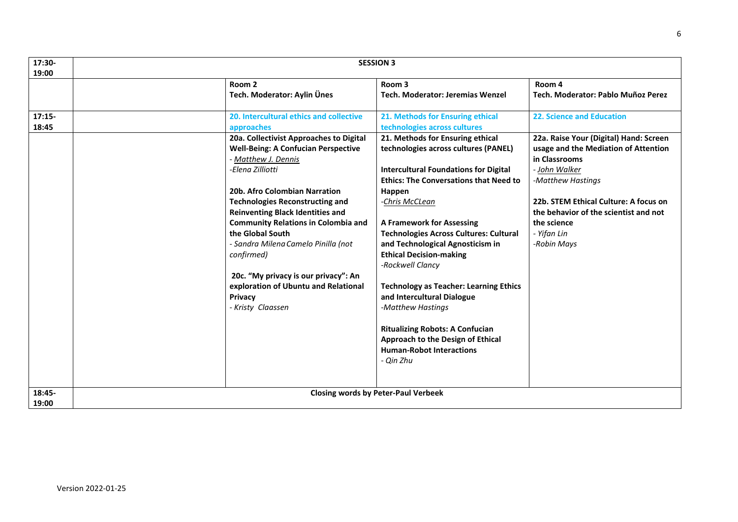| | | | | |
|---|---|---|---|---|
| 17:30-19:00 | **SESSION 3** | | | |
| | | **Room 2**<br>**Tech. Moderator: Aylin Ünes** | **Room 3**<br>**Tech. Moderator: Jeremias Wenzel** | **Room 4**<br>**Tech. Moderator: Pablo Muñoz Perez** |
| 17:15-18:45 | | **20. Intercultural ethics and collective approaches** | **21. Methods for Ensuring ethical technologies across cultures** | **22. Science and Education** |
| | | **20a. Collectivist Approaches to Digital Well-Being: A Confucian Perspective**<br>*- Matthew J. Dennis*<br>*-Elena Zilliotti*<br><br>**20b. Afro Colombian Narration Technologies Reconstructing and Reinventing Black Identities and Community Relations in Colombia and the Global South**<br>*- Sandra Milena Camelo Pinilla (not confirmed)*<br><br>**20c. "My privacy is our privacy": An exploration of Ubuntu and Relational Privacy**<br>*- Kristy Claassen* | **21. Methods for Ensuring ethical technologies across cultures (PANEL)**<br><br>**Intercultural Foundations for Digital Ethics: The Conversations that Need to Happen**<br>*-Chris McCLean*<br><br>**A Framework for Assessing Technologies Across Cultures: Cultural and Technological Agnosticism in Ethical Decision-making**<br>*-Rockwell Clancy*<br><br>**Technology as Teacher: Learning Ethics and Intercultural Dialogue**<br>*-Matthew Hastings*<br><br>**Ritualizing Robots: A Confucian Approach to the Design of Ethical Human-Robot Interactions**<br>*- Qin Zhu* | **22a. Raise Your (Digital) Hand: Screen usage and the Mediation of Attention in Classrooms**<br>*- John Walker*<br>*-Matthew Hastings*<br><br>**22b. STEM Ethical Culture: A focus on the behavior of the scientist and not the science**<br>*- Yifan Lin*<br>*-Robin Mays* |
| 18:45-19:00 | **Closing words by Peter-Paul Verbeek** | | | |

Version 2022-01-25